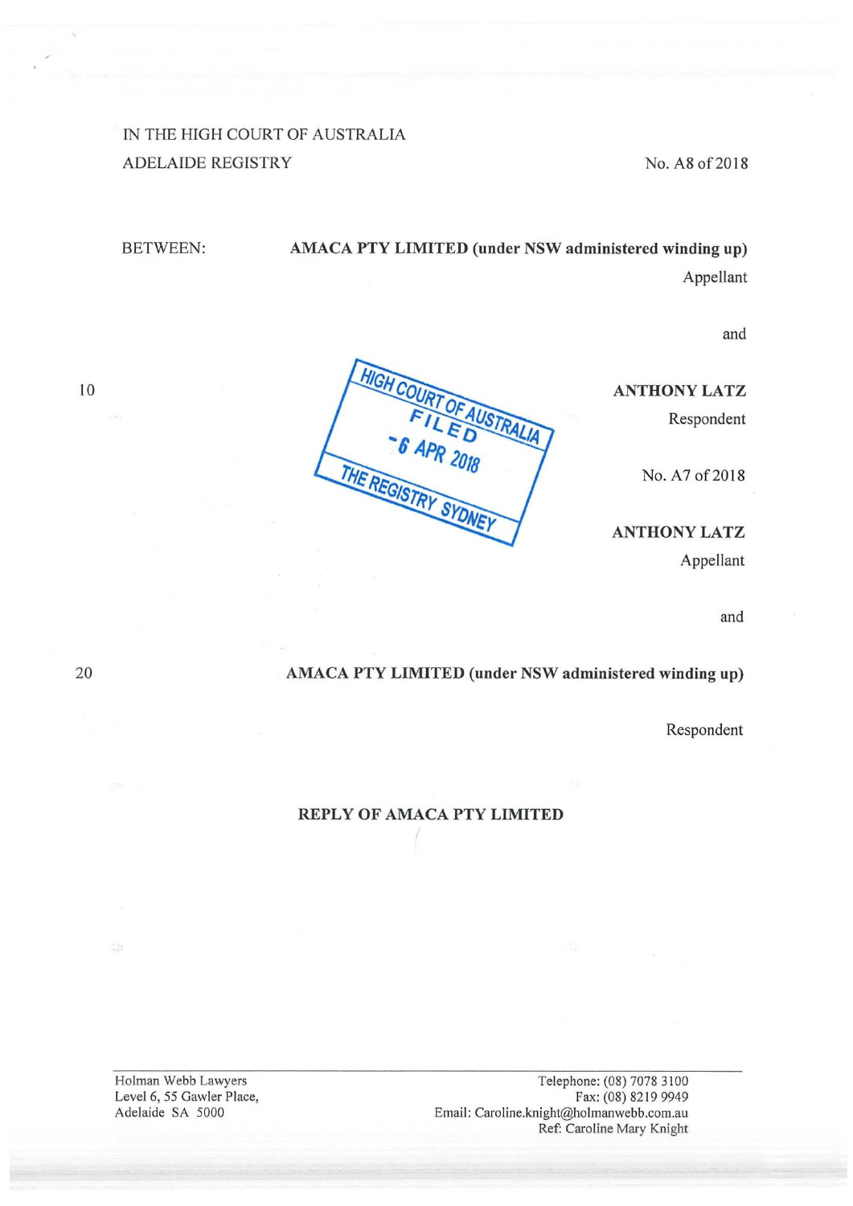IN THE HIGH COURT OF AUSTRALIA
ADELAIDE REGISTRY

No. A8 of 2018

BETWEEN:

**AMACA PTY LIMITED (under NSW administered winding up)**
Appellant

and

**ANTHONY LATZ**
Respondent

HIGH COURT OF AUSTRALIA
FILED
-6 APR 2018
THE REGISTRY SYDNEY

No. A7 of 2018

**ANTHONY LATZ**
Appellant

and

**AMACA PTY LIMITED (under NSW administered winding up)**
Respondent

**REPLY OF AMACA PTY LIMITED**

Holman Webb Lawyers
Level 6, 55 Gawler Place,
Adelaide SA 5000

Telephone: (08) 7078 3100
Fax: (08) 8219 9949
Email: Caroline.knight@holmanwebb.com.au
Ref: Caroline Mary Knight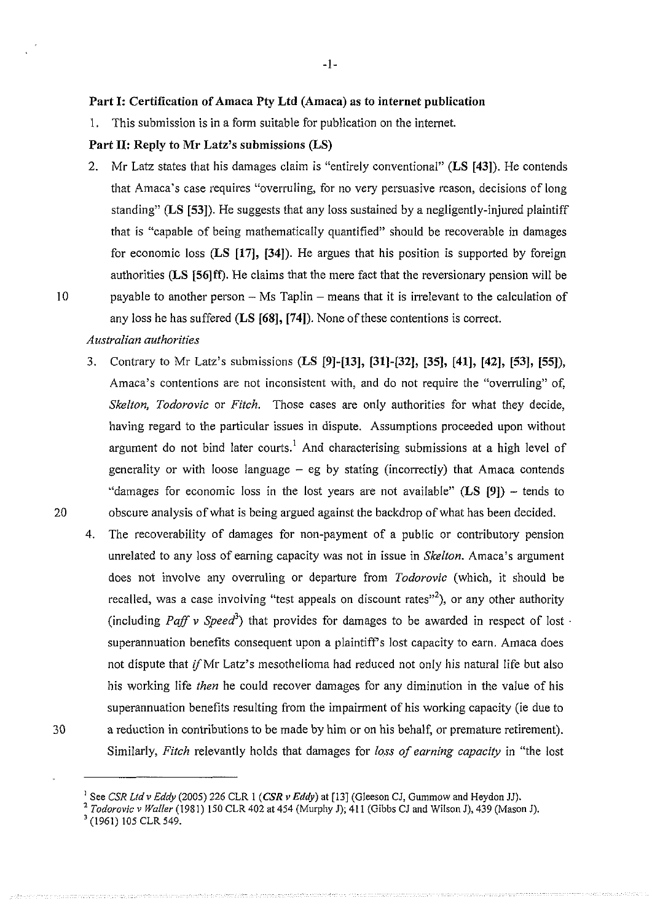**Part I: Certification of Amaca Pty Ltd (Amaca) as to internet publication**

1. This submission is in a form suitable for publication on the internet.

**Part II: Reply to Mr Latz's submissions (LS)**

2. Mr Latz states that his damages claim is "entirely conventional" (**LS [43]**). He contends that Amaca's case requires "overruling, for no very persuasive reason, decisions of long standing" (**LS [53]**). He suggests that any loss sustained by a negligently-injured plaintiff that is "capable of being mathematically quantified" should be recoverable in damages for economic loss (**LS [17], [34]**). He argues that his position is supported by foreign authorities (**LS [56]ff**). He claims that the mere fact that the reversionary pension will be payable to another person – Ms Taplin – means that it is irrelevant to the calculation of any loss he has suffered (**LS [68], [74]**). None of these contentions is correct.

*Australian authorities*

3. Contrary to Mr Latz's submissions (**LS [9]-[13], [31]-[32], [35], [41], [42], [53], [55]**), Amaca's contentions are not inconsistent with, and do not require the "overruling" of, *Skelton, Todorovic* or *Fitch*. Those cases are only authorities for what they decide, having regard to the particular issues in dispute. Assumptions proceeded upon without argument do not bind later courts.[1] And characterising submissions at a high level of generality or with loose language – eg by stating (incorrectly) that Amaca contends "damages for economic loss in the lost years are not available" (**LS [9]**) – tends to obscure analysis of what is being argued against the backdrop of what has been decided.

4. The recoverability of damages for non-payment of a public or contributory pension unrelated to any loss of earning capacity was not in issue in *Skelton*. Amaca's argument does not involve any overruling or departure from *Todorovic* (which, it should be recalled, was a case involving "test appeals on discount rates"[2]), or any other authority (including *Paff v Speed*[3]) that provides for damages to be awarded in respect of lost superannuation benefits consequent upon a plaintiff's lost capacity to earn. Amaca does not dispute that *if* Mr Latz's mesothelioma had reduced not only his natural life but also his working life *then* he could recover damages for any diminution in the value of his superannuation benefits resulting from the impairment of his working capacity (ie due to a reduction in contributions to be made by him or on his behalf, or premature retirement). Similarly, *Fitch* relevantly holds that damages for *loss of earning capacity* in "the lost

---

[1] See *CSR Ltd v Eddy* (2005) 226 CLR 1 (***CSR v Eddy***) at [13] (Gleeson CJ, Gummow and Heydon JJ).

[2] *Todorovic v Waller* (1981) 150 CLR 402 at 454 (Murphy J); 411 (Gibbs CJ and Wilson J), 439 (Mason J).

[3] (1961) 105 CLR 549.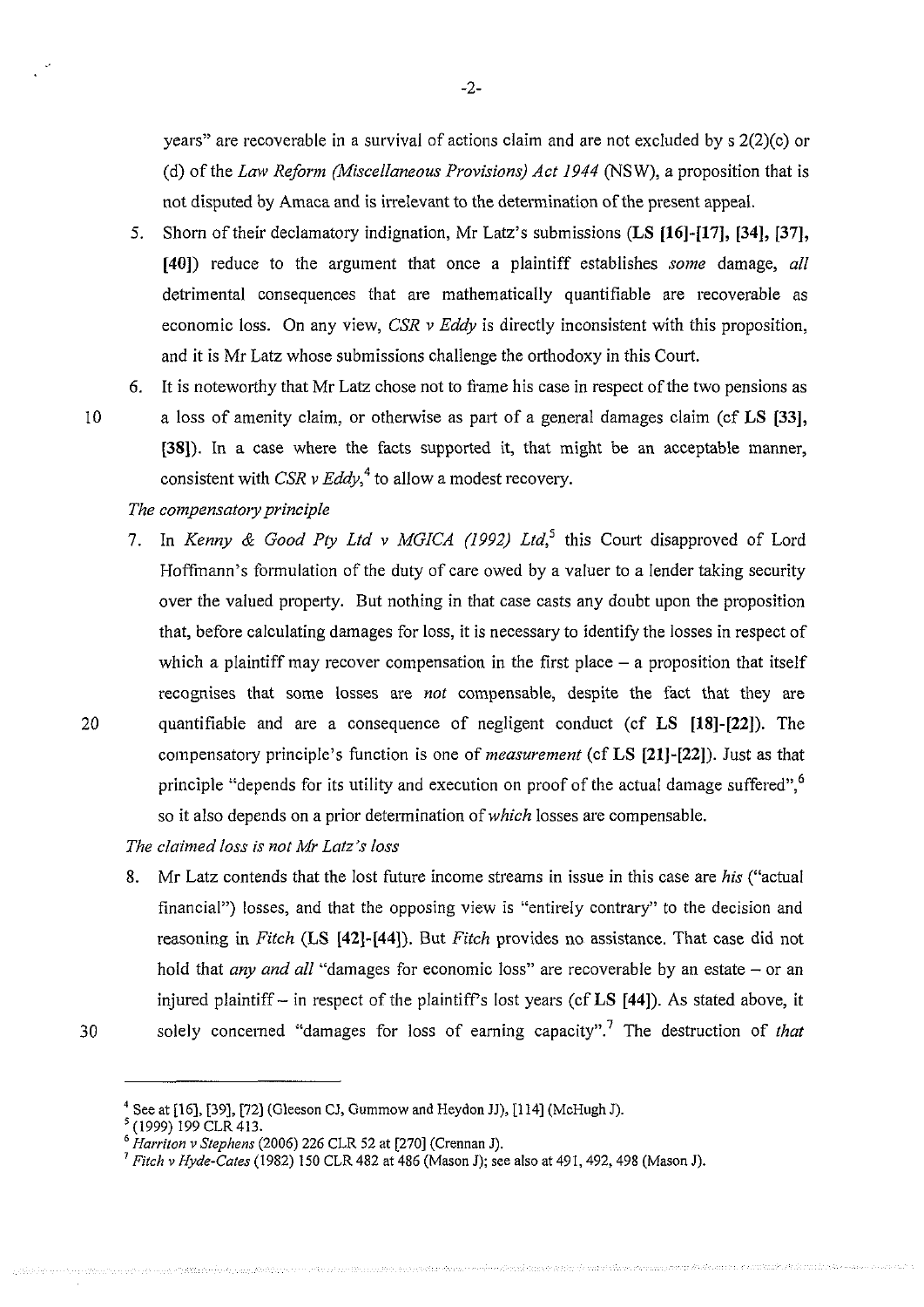years" are recoverable in a survival of actions claim and are not excluded by s 2(2)(c) or (d) of the *Law Reform (Miscellaneous Provisions) Act 1944* (NSW), a proposition that is not disputed by Amaca and is irrelevant to the determination of the present appeal.

5. Shorn of their declamatory indignation, Mr Latz's submissions (**LS [16]-[17], [34], [37], [40]**) reduce to the argument that once a plaintiff establishes *some* damage, *all* detrimental consequences that are mathematically quantifiable are recoverable as economic loss. On any view, *CSR v Eddy* is directly inconsistent with this proposition, and it is Mr Latz whose submissions challenge the orthodoxy in this Court.

6. It is noteworthy that Mr Latz chose not to frame his case in respect of the two pensions as a loss of amenity claim, or otherwise as part of a general damages claim (cf **LS [33], [38]**). In a case where the facts supported it, that might be an acceptable manner, consistent with *CSR v Eddy*,[4] to allow a modest recovery.

*The compensatory principle*

7. In *Kenny & Good Pty Ltd v MGICA (1992) Ltd*,[5] this Court disapproved of Lord Hoffmann's formulation of the duty of care owed by a valuer to a lender taking security over the valued property. But nothing in that case casts any doubt upon the proposition that, before calculating damages for loss, it is necessary to identify the losses in respect of which a plaintiff may recover compensation in the first place – a proposition that itself recognises that some losses are *not* compensable, despite the fact that they are quantifiable and are a consequence of negligent conduct (cf **LS [18]-[22]**). The compensatory principle's function is one of *measurement* (cf **LS [21]-[22]**). Just as that principle "depends for its utility and execution on proof of the actual damage suffered",[6] so it also depends on a prior determination of *which* losses are compensable.

*The claimed loss is not Mr Latz's loss*

8. Mr Latz contends that the lost future income streams in issue in this case are *his* ("actual financial") losses, and that the opposing view is "entirely contrary" to the decision and reasoning in *Fitch* (**LS [42]-[44]**). But *Fitch* provides no assistance. That case did not hold that *any and all* "damages for economic loss" are recoverable by an estate – or an injured plaintiff – in respect of the plaintiff's lost years (cf **LS [44]**). As stated above, it solely concerned "damages for loss of earning capacity".[7] The destruction of *that*

---

[4] See at [16], [39], [72] (Gleeson CJ, Gummow and Heydon JJ), [114] (McHugh J).

[5] (1999) 199 CLR 413.

[6] *Harriton v Stephens* (2006) 226 CLR 52 at [270] (Crennan J).

[7] *Fitch v Hyde-Cates* (1982) 150 CLR 482 at 486 (Mason J); see also at 491, 492, 498 (Mason J).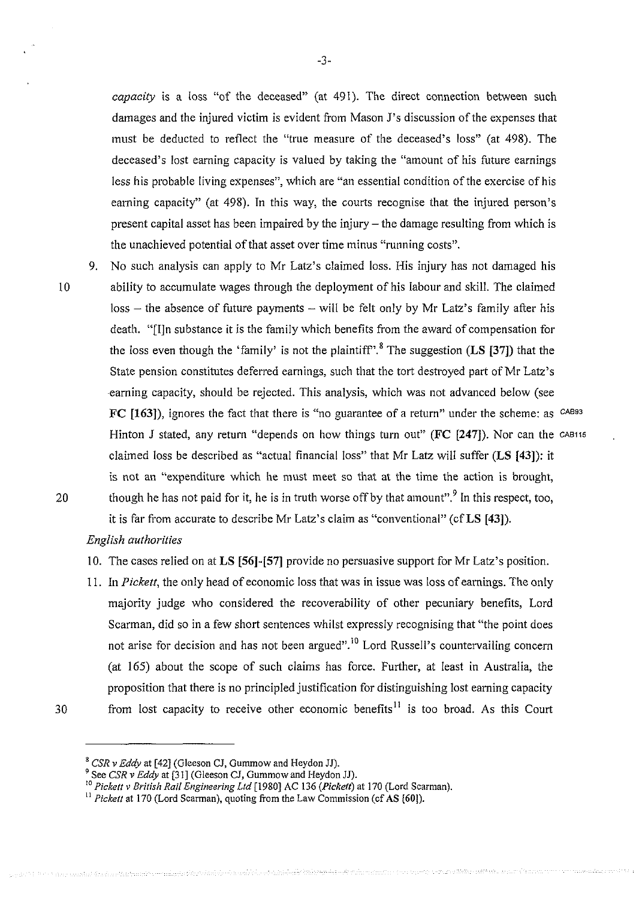*capacity* is a loss "of the deceased" (at 491). The direct connection between such damages and the injured victim is evident from Mason J's discussion of the expenses that must be deducted to reflect the "true measure of the deceased's loss" (at 498). The deceased's lost earning capacity is valued by taking the "amount of his future earnings less his probable living expenses", which are "an essential condition of the exercise of his earning capacity" (at 498). In this way, the courts recognise that the injured person's present capital asset has been impaired by the injury – the damage resulting from which is the unachieved potential of that asset over time minus "running costs".

9. No such analysis can apply to Mr Latz's claimed loss. His injury has not damaged his ability to accumulate wages through the deployment of his labour and skill. The claimed loss – the absence of future payments – will be felt only by Mr Latz's family after his death. "[I]n substance it is the family which benefits from the award of compensation for the loss even though the 'family' is not the plaintiff".[8] The suggestion (**LS [37]**) that the State pension constitutes deferred earnings, such that the tort destroyed part of Mr Latz's earning capacity, should be rejected. This analysis, which was not advanced below (see **FC [163]**), ignores the fact that there is "no guarantee of a return" under the scheme: as Hinton J stated, any return "depends on how things turn out" (**FC [247]**). Nor can the claimed loss be described as "actual financial loss" that Mr Latz will suffer (**LS [43]**): it is not an "expenditure which he must meet so that at the time the action is brought, though he has not paid for it, he is in truth worse off by that amount".[9] In this respect, too, it is far from accurate to describe Mr Latz's claim as "conventional" (cf **LS [43]**).

*English authorities*

10. The cases relied on at **LS [56]-[57]** provide no persuasive support for Mr Latz's position.

11. In *Pickett*, the only head of economic loss that was in issue was loss of earnings. The only majority judge who considered the recoverability of other pecuniary benefits, Lord Scarman, did so in a few short sentences whilst expressly recognising that "the point does not arise for decision and has not been argued".[10] Lord Russell's countervailing concern (at 165) about the scope of such claims has force. Further, at least in Australia, the proposition that there is no principled justification for distinguishing lost earning capacity from lost capacity to receive other economic benefits[11] is too broad. As this Court

---

[8] *CSR v Eddy* at [42] (Gleeson CJ, Gummow and Heydon JJ).

[9] See *CSR v Eddy* at [31] (Gleeson CJ, Gummow and Heydon JJ).

[10] *Pickett v British Rail Engineering Ltd* [1980] AC 136 (*Pickett*) at 170 (Lord Scarman).

[11] *Pickett* at 170 (Lord Scarman), quoting from the Law Commission (cf **AS [60]**).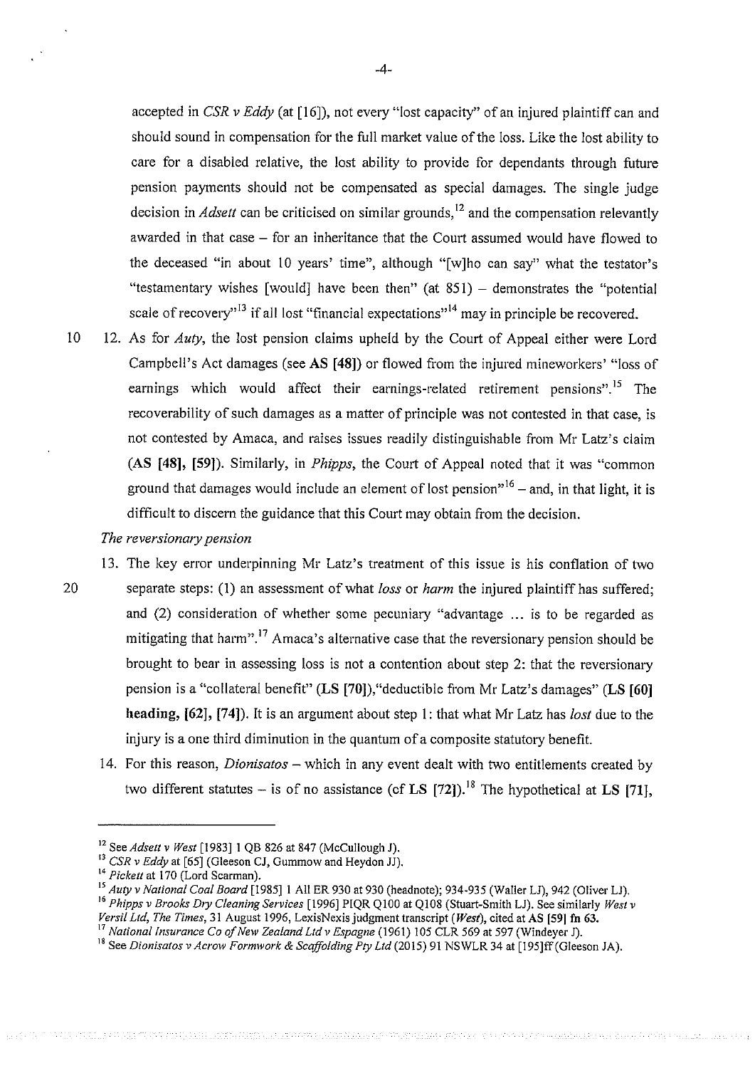accepted in *CSR v Eddy* (at [16]), not every "lost capacity" of an injured plaintiff can and should sound in compensation for the full market value of the loss. Like the lost ability to care for a disabled relative, the lost ability to provide for dependants through future pension payments should not be compensated as special damages. The single judge decision in *Adsett* can be criticised on similar grounds,[12] and the compensation relevantly awarded in that case – for an inheritance that the Court assumed would have flowed to the deceased "in about 10 years' time", although "[w]ho can say" what the testator's "testamentary wishes [would] have been then" (at 851) – demonstrates the "potential scale of recovery"[13] if all lost "financial expectations"[14] may in principle be recovered.

12. As for *Auty*, the lost pension claims upheld by the Court of Appeal either were Lord Campbell's Act damages (see **AS [48]**) or flowed from the injured mineworkers' "loss of earnings which would affect their earnings-related retirement pensions".[15] The recoverability of such damages as a matter of principle was not contested in that case, is not contested by Amaca, and raises issues readily distinguishable from Mr Latz's claim (**AS [48], [59]**). Similarly, in *Phipps*, the Court of Appeal noted that it was "common ground that damages would include an element of lost pension"[16] – and, in that light, it is difficult to discern the guidance that this Court may obtain from the decision.

*The reversionary pension*

13. The key error underpinning Mr Latz's treatment of this issue is his conflation of two separate steps: (1) an assessment of what *loss* or *harm* the injured plaintiff has suffered; and (2) consideration of whether some pecuniary "advantage ... is to be regarded as mitigating that harm".[17] Amaca's alternative case that the reversionary pension should be brought to bear in assessing loss is not a contention about step 2: that the reversionary pension is a "collateral benefit" (**LS [70]**),"deductible from Mr Latz's damages" (**LS [60] heading, [62], [74]**). It is an argument about step 1: that what Mr Latz has *lost* due to the injury is a one third diminution in the quantum of a composite statutory benefit.

14. For this reason, *Dionisatos* – which in any event dealt with two entitlements created by two different statutes – is of no assistance (cf **LS [72]**).[18] The hypothetical at **LS [71]**,

---

[12] See *Adsett v West* [1983] 1 QB 826 at 847 (McCullough J).

[13] *CSR v Eddy* at [65] (Gleeson CJ, Gummow and Heydon JJ).

[14] *Pickett* at 170 (Lord Scarman).

[15] *Auty v National Coal Board* [1985] 1 All ER 930 at 930 (headnote); 934-935 (Waller LJ), 942 (Oliver LJ).

[16] *Phipps v Brooks Dry Cleaning Services* [1996] PIQR Q100 at Q108 (Stuart-Smith LJ). See similarly *West v Versil Ltd, The Times*, 31 August 1996, LexisNexis judgment transcript (*West*), cited at **AS [59] fn 63.**

[17] *National Insurance Co of New Zealand Ltd v Espagne* (1961) 105 CLR 569 at 597 (Windeyer J).

[18] See *Dionisatos v Acrow Formwork & Scaffolding Pty Ltd* (2015) 91 NSWLR 34 at [195]ff (Gleeson JA).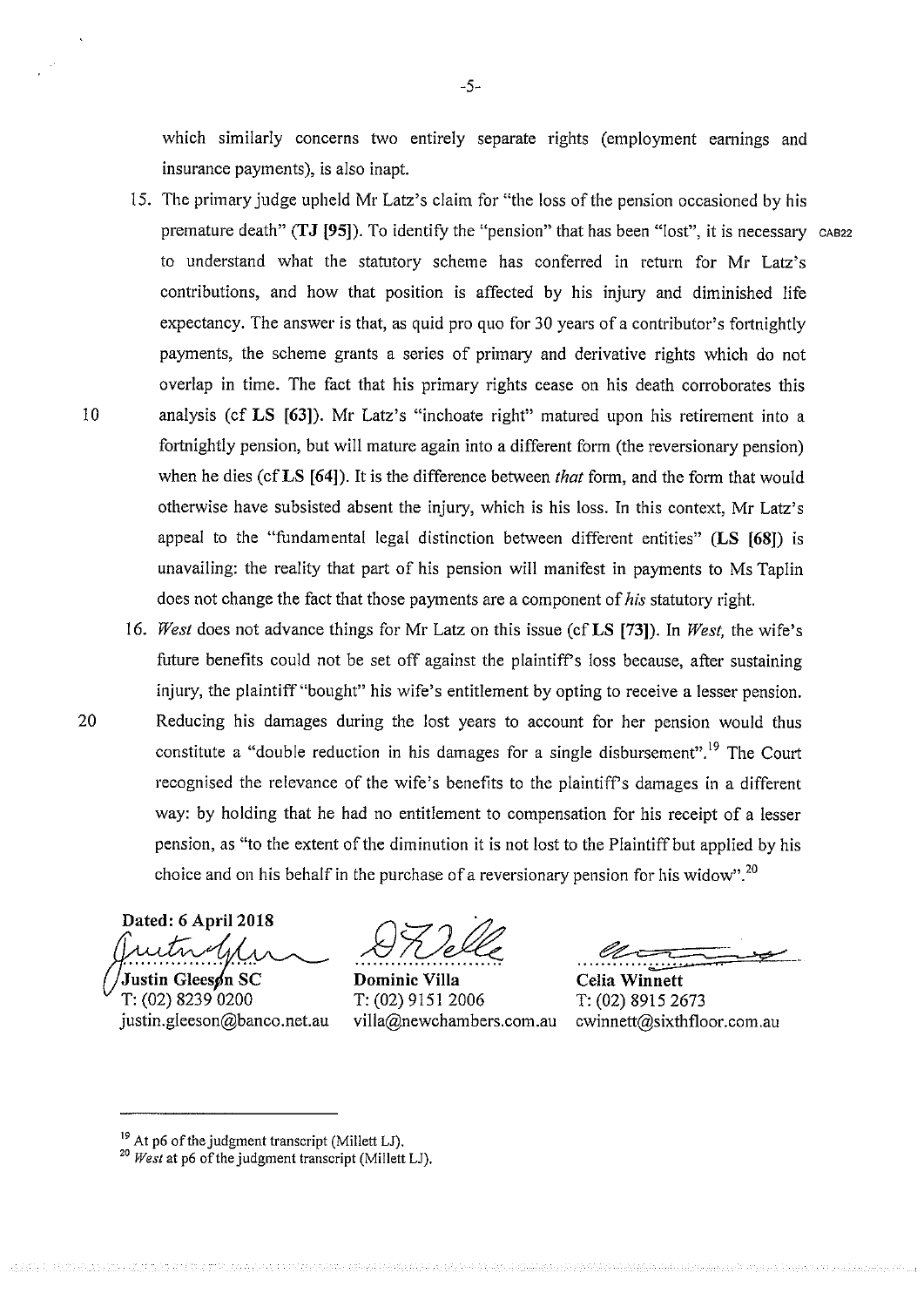which similarly concerns two entirely separate rights (employment earnings and insurance payments), is also inapt.

15. The primary judge upheld Mr Latz's claim for "the loss of the pension occasioned by his premature death" (**TJ [95]**). To identify the "pension" that has been "lost", it is necessary to understand what the statutory scheme has conferred in return for Mr Latz's contributions, and how that position is affected by his injury and diminished life expectancy. The answer is that, as quid pro quo for 30 years of a contributor's fortnightly payments, the scheme grants a series of primary and derivative rights which do not overlap in time. The fact that his primary rights cease on his death corroborates this analysis (cf **LS [63]**). Mr Latz's "inchoate right" matured upon his retirement into a fortnightly pension, but will mature again into a different form (the reversionary pension) when he dies (cf **LS [64]**). It is the difference between *that* form, and the form that would otherwise have subsisted absent the injury, which is his loss. In this context, Mr Latz's appeal to the "fundamental legal distinction between different entities" (**LS [68]**) is unavailing: the reality that part of his pension will manifest in payments to Ms Taplin does not change the fact that those payments are a component of *his* statutory right.

16. *West* does not advance things for Mr Latz on this issue (cf **LS [73]**). In *West*, the wife's future benefits could not be set off against the plaintiff's loss because, after sustaining injury, the plaintiff "bought" his wife's entitlement by opting to receive a lesser pension. Reducing his damages during the lost years to account for her pension would thus constitute a "double reduction in his damages for a single disbursement".[19] The Court recognised the relevance of the wife's benefits to the plaintiff's damages in a different way: by holding that he had no entitlement to compensation for his receipt of a lesser pension, as "to the extent of the diminution it is not lost to the Plaintiff but applied by his choice and on his behalf in the purchase of a reversionary pension for his widow".[20]

**Dated: 6 April 2018**

| | | |
|---|---|---|
| **Justin Gleeson SC** | **Dominic Villa** | **Celia Winnett** |
| T: (02) 8239 0200 | T: (02) 9151 2006 | T: (02) 8915 2673 |
| justin.gleeson@banco.net.au | villa@newchambers.com.au | cwinnett@sixthfloor.com.au |

---

[19] At p6 of the judgment transcript (Millett LJ).

[20] *West* at p6 of the judgment transcript (Millett LJ).